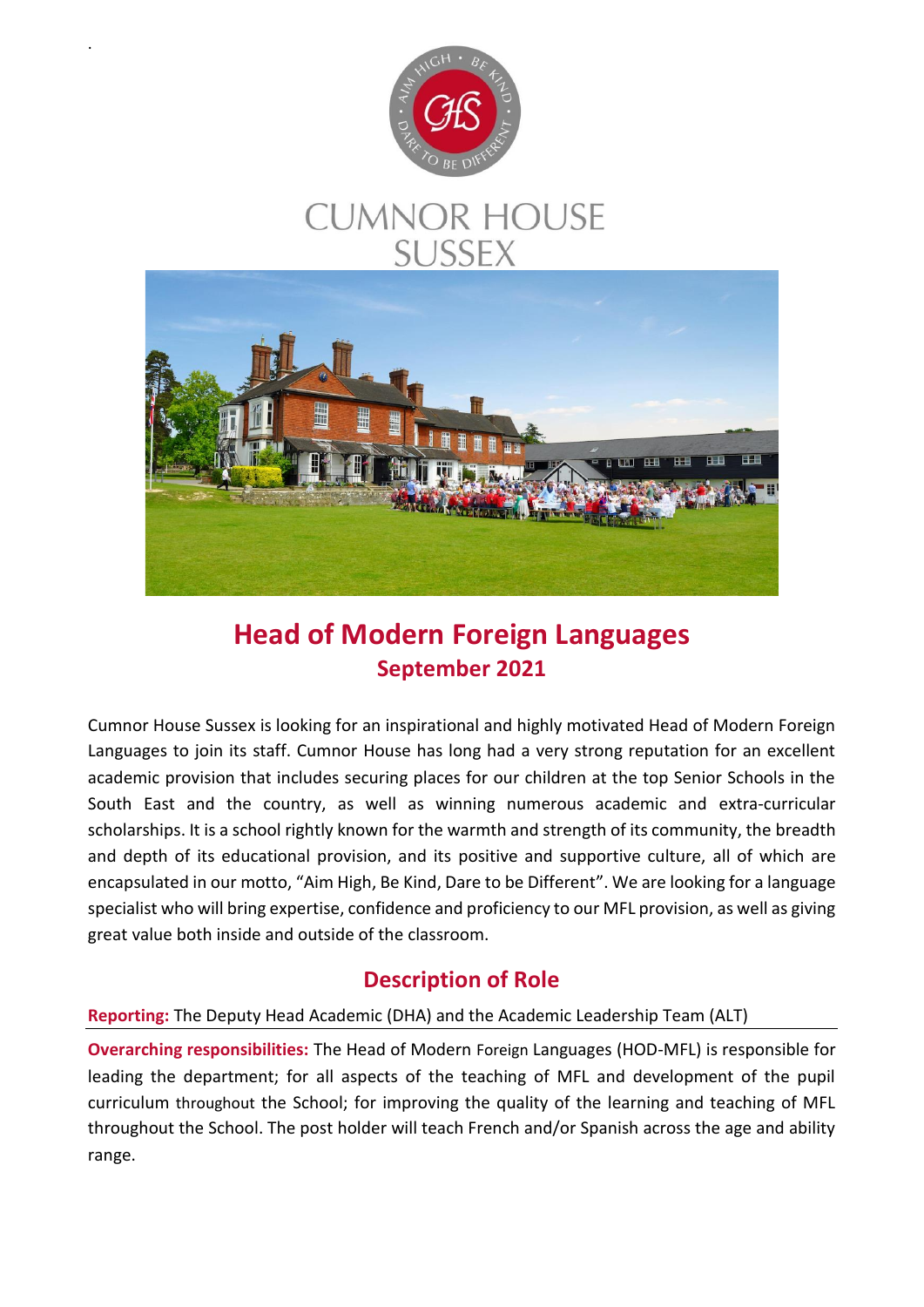# CUMNOR HOUSE SUSSEX

## Head of Modern Foreign Languages

### September 2021

Cumnor House Sussex is looking for an inspirational and highly motivated Head of Modern Foreign Languages to join its staff. Cumnor House has long had a very strong reputation for an excellent academic provision that includes securing places for our children at the top Senior Schools in the South East and the country, as well as winning numerous academic and extra-curricular scholarships. It is a school rightly known for the warmth and strength of its community, the breadth and depth of its educational provision, and its positive and supportive culture, all of which are encapsulated in our motto, "Aim High, Be Kind, Dare to be Different". We are looking for a language specialist who will bring expertise, confidence and proficiency to our MFL provision, as well as giving great value both inside and outside of the classroom.

## Description of Role

**Reporting:** The Deputy Head Academic (DHA) and the Academic Leadership Team (ALT)

**Overarching responsibilities:** The Head of Modern Foreign Languages (HOD-MFL) is responsible for leading the department; for all aspects of the teaching of MFL and development of the pupil curriculum throughout the School; for improving the quality of the learning and teaching of MFL throughout the School. The post holder will teach French and/or Spanish across the age and ability range.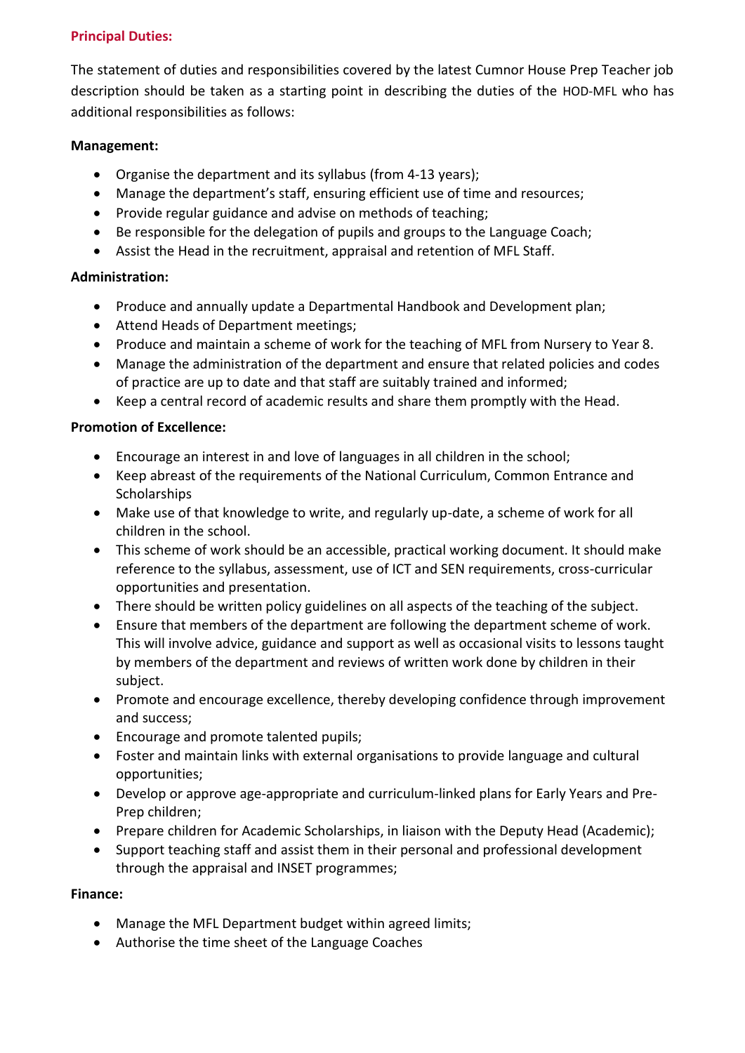**Principal Duties:**

The statement of duties and responsibilities covered by the latest Cumnor House Prep Teacher job description should be taken as a starting point in describing the duties of the HOD-MFL who has additional responsibilities as follows:

**Management:**

- Organise the department and its syllabus (from 4-13 years);
- Manage the department's staff, ensuring efficient use of time and resources;
- Provide regular guidance and advise on methods of teaching;
- Be responsible for the delegation of pupils and groups to the Language Coach;
- Assist the Head in the recruitment, appraisal and retention of MFL Staff.

**Administration:**

- Produce and annually update a Departmental Handbook and Development plan;
- Attend Heads of Department meetings;
- Produce and maintain a scheme of work for the teaching of MFL from Nursery to Year 8.
- Manage the administration of the department and ensure that related policies and codes of practice are up to date and that staff are suitably trained and informed;
- Keep a central record of academic results and share them promptly with the Head.

**Promotion of Excellence:**

- Encourage an interest in and love of languages in all children in the school;
- Keep abreast of the requirements of the National Curriculum, Common Entrance and Scholarships
- Make use of that knowledge to write, and regularly up-date, a scheme of work for all children in the school.
- This scheme of work should be an accessible, practical working document. It should make reference to the syllabus, assessment, use of ICT and SEN requirements, cross-curricular opportunities and presentation.
- There should be written policy guidelines on all aspects of the teaching of the subject.
- Ensure that members of the department are following the department scheme of work. This will involve advice, guidance and support as well as occasional visits to lessons taught by members of the department and reviews of written work done by children in their subject.
- Promote and encourage excellence, thereby developing confidence through improvement and success;
- Encourage and promote talented pupils;
- Foster and maintain links with external organisations to provide language and cultural opportunities;
- Develop or approve age-appropriate and curriculum-linked plans for Early Years and Pre-Prep children;
- Prepare children for Academic Scholarships, in liaison with the Deputy Head (Academic);
- Support teaching staff and assist them in their personal and professional development through the appraisal and INSET programmes;

**Finance:**

- Manage the MFL Department budget within agreed limits;
- Authorise the time sheet of the Language Coaches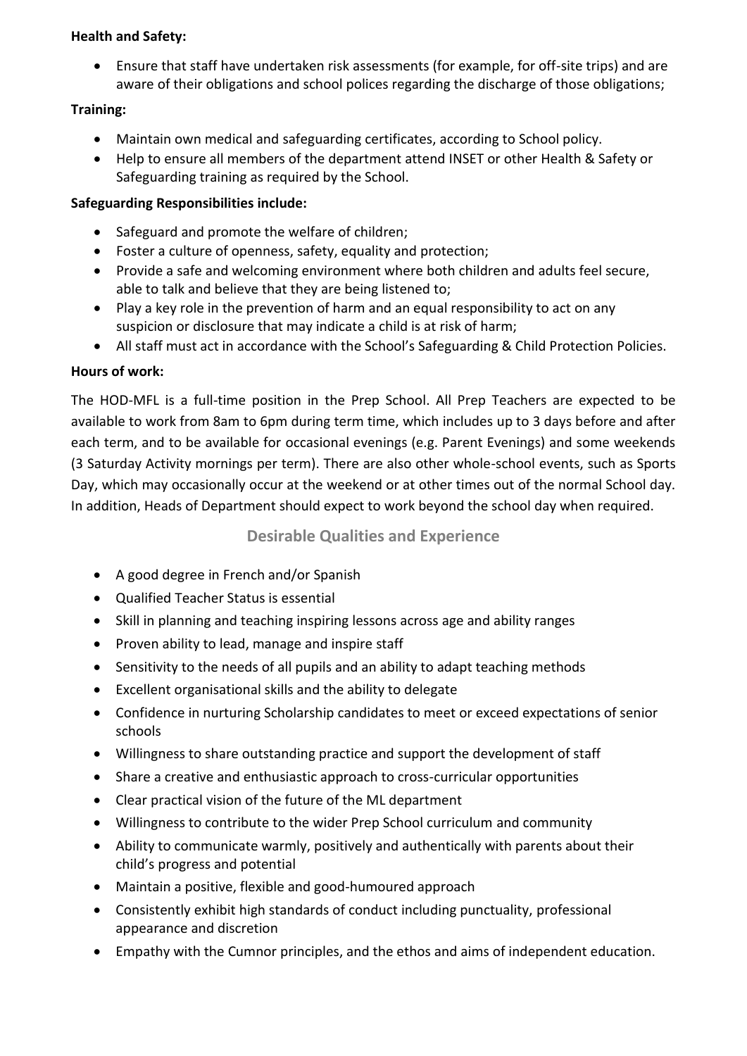**Health and Safety:**

- Ensure that staff have undertaken risk assessments (for example, for off-site trips) and are aware of their obligations and school polices regarding the discharge of those obligations;

**Training:**

- Maintain own medical and safeguarding certificates, according to School policy.
- Help to ensure all members of the department attend INSET or other Health & Safety or Safeguarding training as required by the School.

**Safeguarding Responsibilities include:**

- Safeguard and promote the welfare of children;
- Foster a culture of openness, safety, equality and protection;
- Provide a safe and welcoming environment where both children and adults feel secure, able to talk and believe that they are being listened to;
- Play a key role in the prevention of harm and an equal responsibility to act on any suspicion or disclosure that may indicate a child is at risk of harm;
- All staff must act in accordance with the School's Safeguarding & Child Protection Policies.

**Hours of work:**

The HOD-MFL is a full-time position in the Prep School. All Prep Teachers are expected to be available to work from 8am to 6pm during term time, which includes up to 3 days before and after each term, and to be available for occasional evenings (e.g. Parent Evenings) and some weekends (3 Saturday Activity mornings per term). There are also other whole-school events, such as Sports Day, which may occasionally occur at the weekend or at other times out of the normal School day. In addition, Heads of Department should expect to work beyond the school day when required.

## Desirable Qualities and Experience

- A good degree in French and/or Spanish
- Qualified Teacher Status is essential
- Skill in planning and teaching inspiring lessons across age and ability ranges
- Proven ability to lead, manage and inspire staff
- Sensitivity to the needs of all pupils and an ability to adapt teaching methods
- Excellent organisational skills and the ability to delegate
- Confidence in nurturing Scholarship candidates to meet or exceed expectations of senior schools
- Willingness to share outstanding practice and support the development of staff
- Share a creative and enthusiastic approach to cross-curricular opportunities
- Clear practical vision of the future of the ML department
- Willingness to contribute to the wider Prep School curriculum and community
- Ability to communicate warmly, positively and authentically with parents about their child's progress and potential
- Maintain a positive, flexible and good-humoured approach
- Consistently exhibit high standards of conduct including punctuality, professional appearance and discretion
- Empathy with the Cumnor principles, and the ethos and aims of independent education.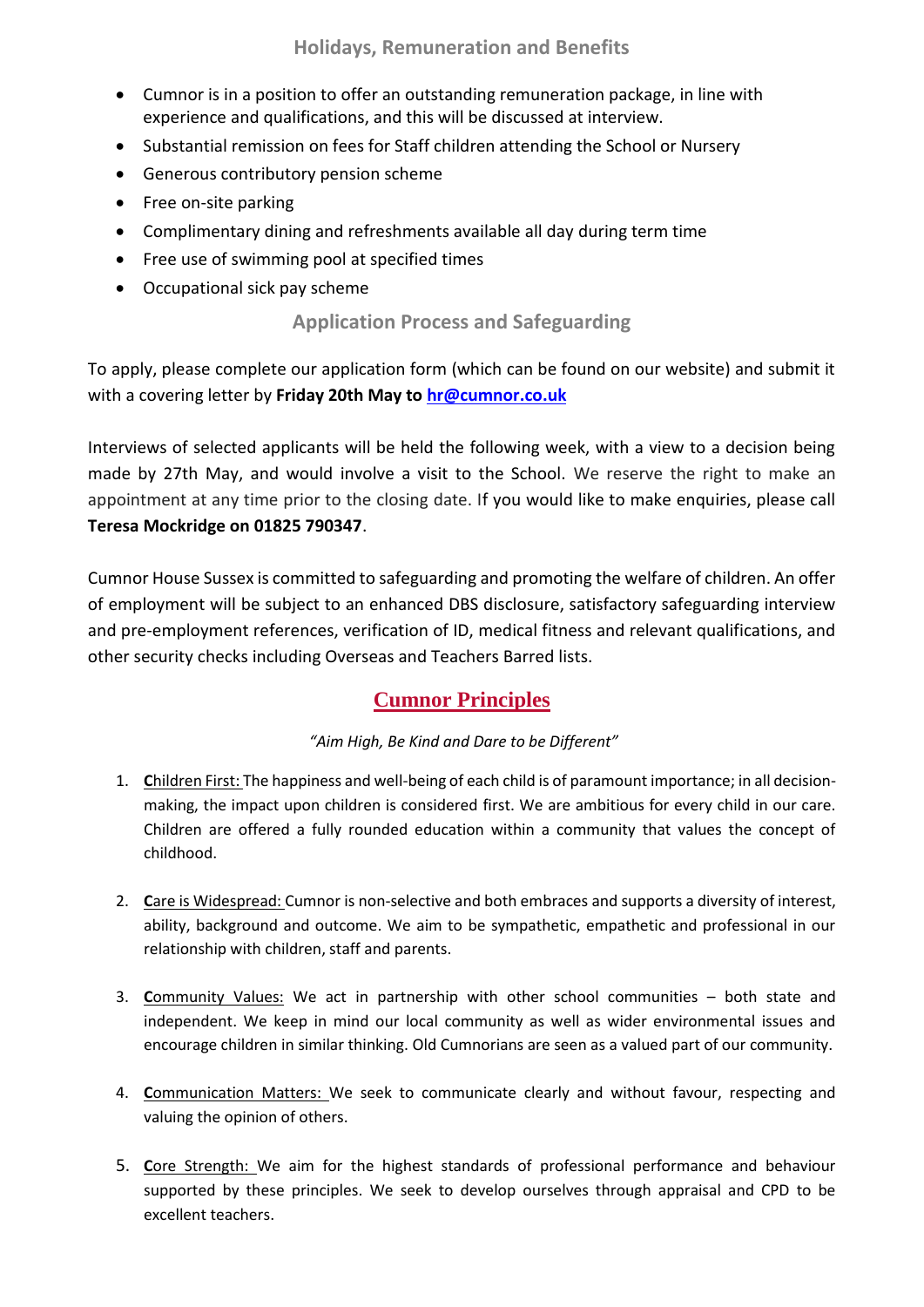## Holidays, Remuneration and Benefits

- Cumnor is in a position to offer an outstanding remuneration package, in line with experience and qualifications, and this will be discussed at interview.
- Substantial remission on fees for Staff children attending the School or Nursery
- Generous contributory pension scheme
- Free on-site parking
- Complimentary dining and refreshments available all day during term time
- Free use of swimming pool at specified times
- Occupational sick pay scheme

## Application Process and Safeguarding

To apply, please complete our application form (which can be found on our website) and submit it with a covering letter by **Friday 20th May to [hr@cumnor.co.uk](mailto:hr@cumnor.co.uk)**

Interviews of selected applicants will be held the following week, with a view to a decision being made by 27th May, and would involve a visit to the School. We reserve the right to make an appointment at any time prior to the closing date. If you would like to make enquiries, please call **Teresa Mockridge on 01825 790347**.

Cumnor House Sussex is committed to safeguarding and promoting the welfare of children. An offer of employment will be subject to an enhanced DBS disclosure, satisfactory safeguarding interview and pre-employment references, verification of ID, medical fitness and relevant qualifications, and other security checks including Overseas and Teachers Barred lists.

## Cumnor Principles

*"Aim High, Be Kind and Dare to be Different"*

1. **C**hildren First: The happiness and well-being of each child is of paramount importance; in all decision-making, the impact upon children is considered first. We are ambitious for every child in our care. Children are offered a fully rounded education within a community that values the concept of childhood.

2. **C**are is Widespread: Cumnor is non-selective and both embraces and supports a diversity of interest, ability, background and outcome. We aim to be sympathetic, empathetic and professional in our relationship with children, staff and parents.

3. **C**ommunity Values: We act in partnership with other school communities – both state and independent. We keep in mind our local community as well as wider environmental issues and encourage children in similar thinking. Old Cumnorians are seen as a valued part of our community.

4. **C**ommunication Matters: We seek to communicate clearly and without favour, respecting and valuing the opinion of others.

5. **C**ore Strength: We aim for the highest standards of professional performance and behaviour supported by these principles. We seek to develop ourselves through appraisal and CPD to be excellent teachers.